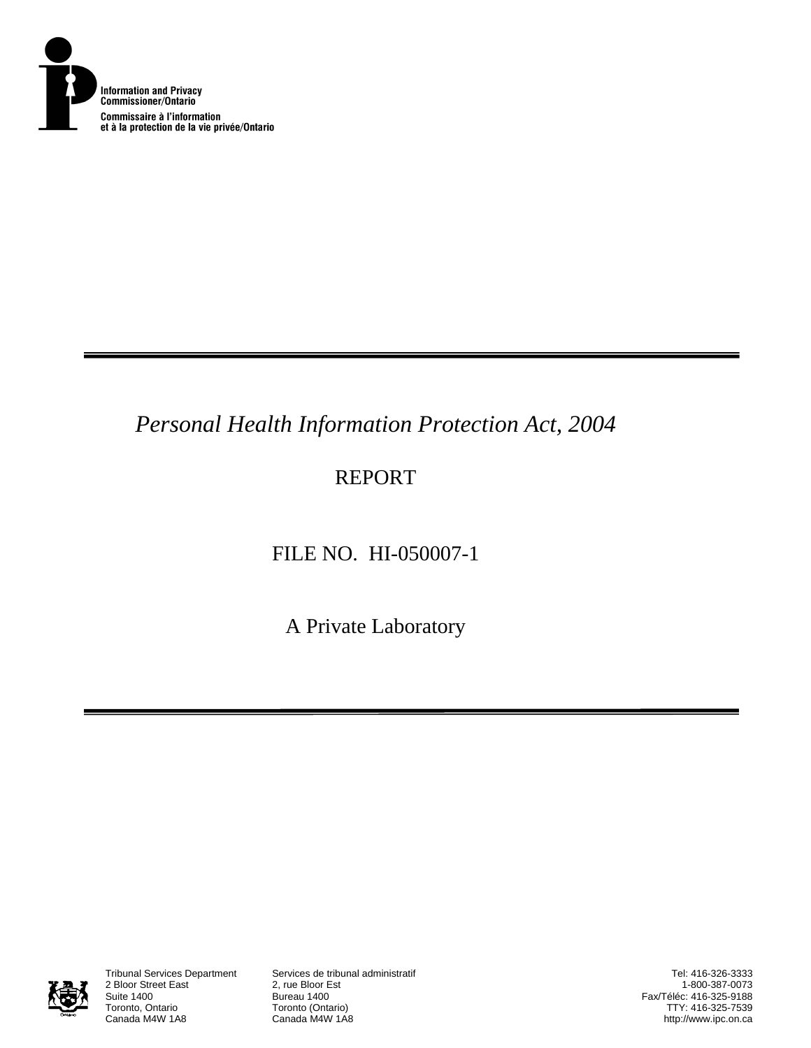Information and Privacy Commissioner/Ontario
Commissaire à l'information et à la protection de la vie privée/Ontario

*Personal Health Information Protection Act, 2004*

REPORT

FILE NO. HI-050007-1

A Private Laboratory

Tribunal Services Department
2 Bloor Street East
Suite 1400
Toronto, Ontario
Canada M4W 1A8

Services de tribunal administratif
2, rue Bloor Est
Bureau 1400
Toronto (Ontario)
Canada M4W 1A8

Tel: 416-326-3333
1-800-387-0073
Fax/Téléc: 416-325-9188
TTY: 416-325-7539
http://www.ipc.on.ca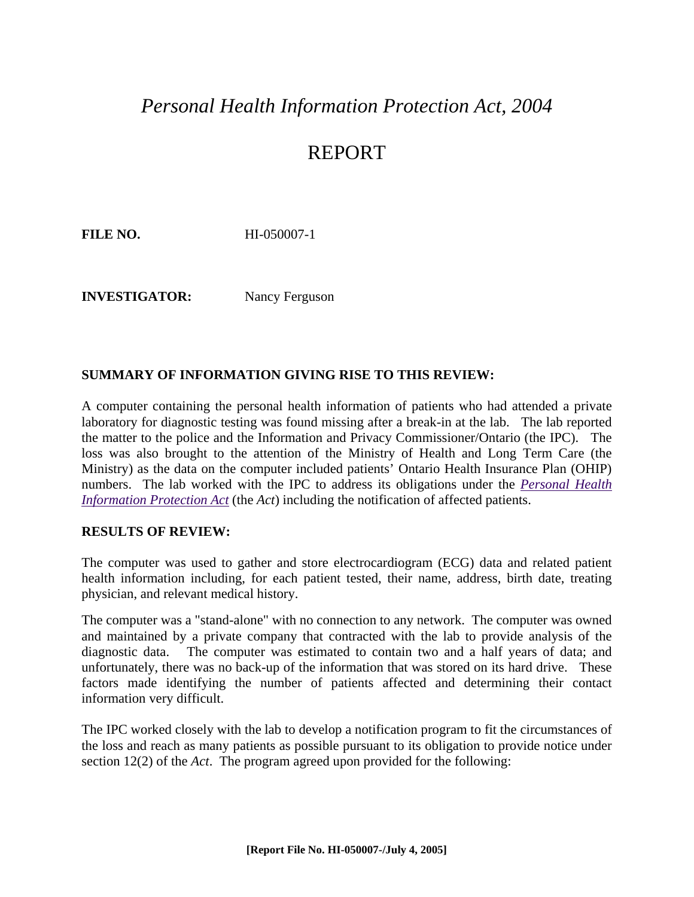# *Personal Health Information Protection Act, 2004*

# REPORT

**FILE NO.** HI-050007-1

**INVESTIGATOR:** Nancy Ferguson

## SUMMARY OF INFORMATION GIVING RISE TO THIS REVIEW:

A computer containing the personal health information of patients who had attended a private laboratory for diagnostic testing was found missing after a break-in at the lab. The lab reported the matter to the police and the Information and Privacy Commissioner/Ontario (the IPC). The loss was also brought to the attention of the Ministry of Health and Long Term Care (the Ministry) as the data on the computer included patients' Ontario Health Insurance Plan (OHIP) numbers. The lab worked with the IPC to address its obligations under the *Personal Health Information Protection Act* (the *Act*) including the notification of affected patients.

## RESULTS OF REVIEW:

The computer was used to gather and store electrocardiogram (ECG) data and related patient health information including, for each patient tested, their name, address, birth date, treating physician, and relevant medical history.

The computer was a "stand-alone" with no connection to any network. The computer was owned and maintained by a private company that contracted with the lab to provide analysis of the diagnostic data. The computer was estimated to contain two and a half years of data; and unfortunately, there was no back-up of the information that was stored on its hard drive. These factors made identifying the number of patients affected and determining their contact information very difficult.

The IPC worked closely with the lab to develop a notification program to fit the circumstances of the loss and reach as many patients as possible pursuant to its obligation to provide notice under section 12(2) of the *Act*. The program agreed upon provided for the following: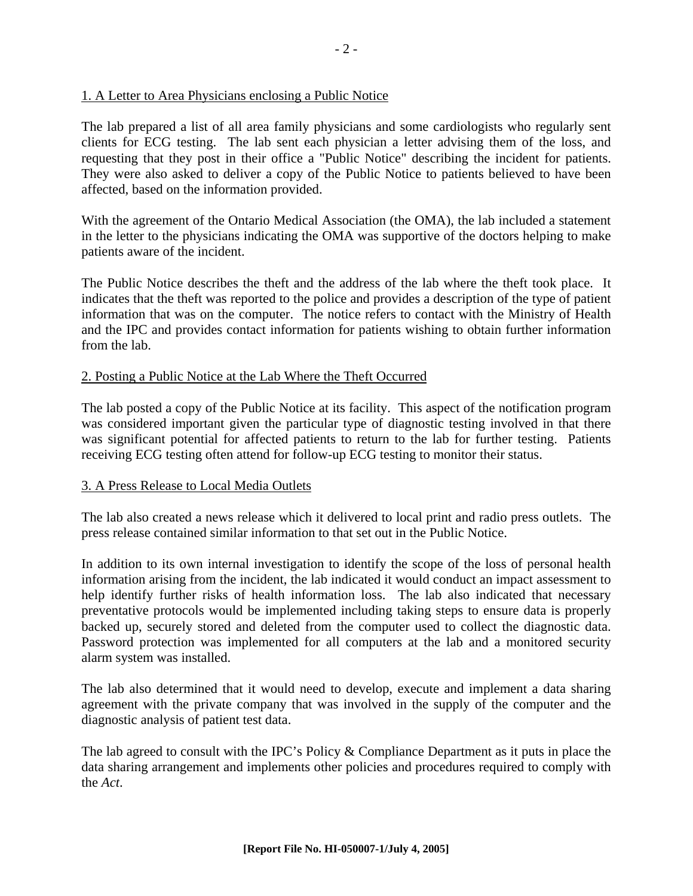1. A Letter to Area Physicians enclosing a Public Notice

The lab prepared a list of all area family physicians and some cardiologists who regularly sent clients for ECG testing. The lab sent each physician a letter advising them of the loss, and requesting that they post in their office a "Public Notice" describing the incident for patients. They were also asked to deliver a copy of the Public Notice to patients believed to have been affected, based on the information provided.

With the agreement of the Ontario Medical Association (the OMA), the lab included a statement in the letter to the physicians indicating the OMA was supportive of the doctors helping to make patients aware of the incident.

The Public Notice describes the theft and the address of the lab where the theft took place. It indicates that the theft was reported to the police and provides a description of the type of patient information that was on the computer. The notice refers to contact with the Ministry of Health and the IPC and provides contact information for patients wishing to obtain further information from the lab.

2. Posting a Public Notice at the Lab Where the Theft Occurred

The lab posted a copy of the Public Notice at its facility. This aspect of the notification program was considered important given the particular type of diagnostic testing involved in that there was significant potential for affected patients to return to the lab for further testing. Patients receiving ECG testing often attend for follow-up ECG testing to monitor their status.

3. A Press Release to Local Media Outlets

The lab also created a news release which it delivered to local print and radio press outlets. The press release contained similar information to that set out in the Public Notice.

In addition to its own internal investigation to identify the scope of the loss of personal health information arising from the incident, the lab indicated it would conduct an impact assessment to help identify further risks of health information loss. The lab also indicated that necessary preventative protocols would be implemented including taking steps to ensure data is properly backed up, securely stored and deleted from the computer used to collect the diagnostic data. Password protection was implemented for all computers at the lab and a monitored security alarm system was installed.

The lab also determined that it would need to develop, execute and implement a data sharing agreement with the private company that was involved in the supply of the computer and the diagnostic analysis of patient test data.

The lab agreed to consult with the IPC's Policy & Compliance Department as it puts in place the data sharing arrangement and implements other policies and procedures required to comply with the *Act*.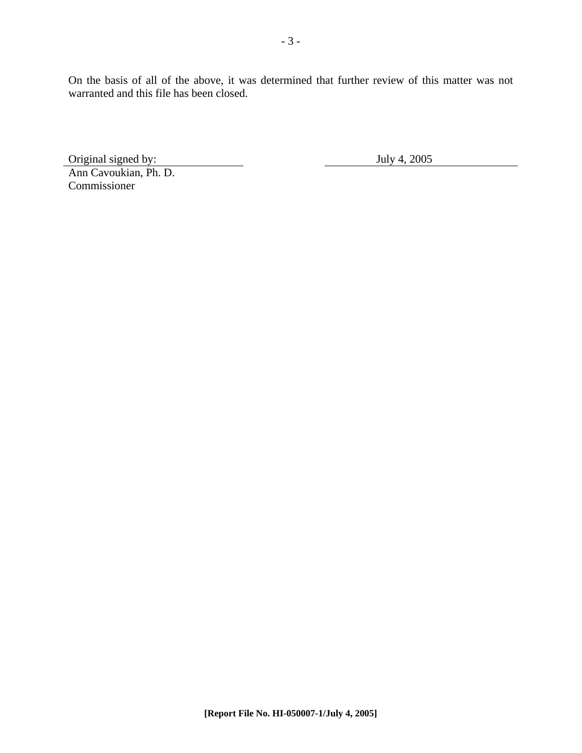On the basis of all of the above, it was determined that further review of this matter was not warranted and this file has been closed.

Original signed by:
Ann Cavoukian, Ph. D.
Commissioner

July 4, 2005

**[Report File No. HI-050007-1/July 4, 2005]**